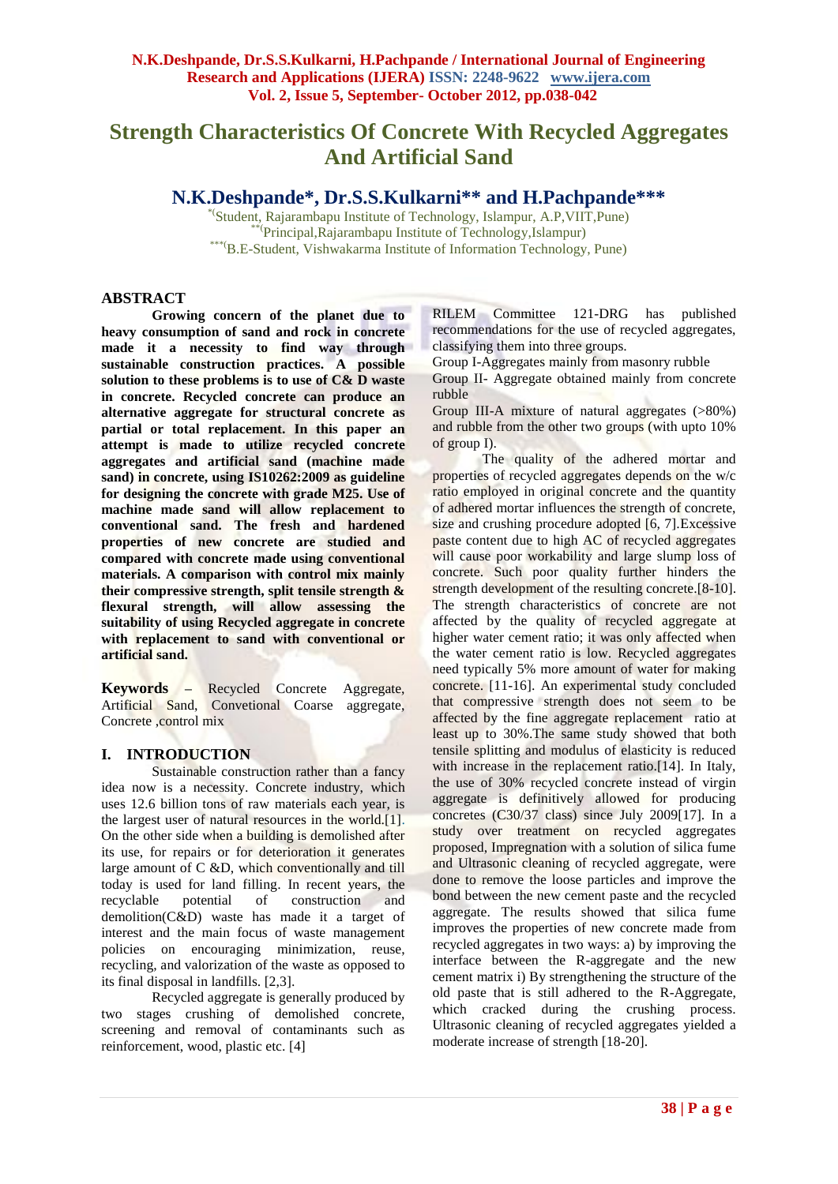# Strength Characteristics Of Concrete With Recycled Aggregates And Artificial Sand

## N.K.Deshpande*, Dr.S.S.Kulkarni** and H.Pachpande***

*(Student, Rajarambapu Institute of Technology, Islampur, A.P,VIIT,Pune)
**(Principal,Rajarambapu Institute of Technology,Islampur)
***(B.E-Student, Vishwakarma Institute of Information Technology, Pune)

## ABSTRACT

**Growing concern of the planet due to heavy consumption of sand and rock in concrete made it a necessity to find way through sustainable construction practices. A possible solution to these problems is to use of C& D waste in concrete. Recycled concrete can produce an alternative aggregate for structural concrete as partial or total replacement. In this paper an attempt is made to utilize recycled concrete aggregates and artificial sand (machine made sand) in concrete, using IS10262:2009 as guideline for designing the concrete with grade M25. Use of machine made sand will allow replacement to conventional sand. The fresh and hardened properties of new concrete are studied and compared with concrete made using conventional materials. A comparison with control mix mainly their compressive strength, split tensile strength & flexural strength, will allow assessing the suitability of using Recycled aggregate in concrete with replacement to sand with conventional or artificial sand.**

**Keywords** – Recycled Concrete Aggregate, Artificial Sand, Convetional Coarse aggregate, Concrete ,control mix

## I. INTRODUCTION

Sustainable construction rather than a fancy idea now is a necessity. Concrete industry, which uses 12.6 billion tons of raw materials each year, is the largest user of natural resources in the world.[1]. On the other side when a building is demolished after its use, for repairs or for deterioration it generates large amount of C &D, which conventionally and till today is used for land filling. In recent years, the recyclable potential of construction and demolition(C&D) waste has made it a target of interest and the main focus of waste management policies on encouraging minimization, reuse, recycling, and valorization of the waste as opposed to its final disposal in landfills. [2,3].

Recycled aggregate is generally produced by two stages crushing of demolished concrete, screening and removal of contaminants such as reinforcement, wood, plastic etc. [4]

RILEM Committee 121-DRG has published recommendations for the use of recycled aggregates, classifying them into three groups.

Group I-Aggregates mainly from masonry rubble

Group II- Aggregate obtained mainly from concrete rubble

Group III-A mixture of natural aggregates (>80%) and rubble from the other two groups (with upto 10% of group I).

The quality of the adhered mortar and properties of recycled aggregates depends on the w/c ratio employed in original concrete and the quantity of adhered mortar influences the strength of concrete, size and crushing procedure adopted [6, 7].Excessive paste content due to high AC of recycled aggregates will cause poor workability and large slump loss of concrete. Such poor quality further hinders the strength development of the resulting concrete.[8-10]. The strength characteristics of concrete are not affected by the quality of recycled aggregate at higher water cement ratio; it was only affected when the water cement ratio is low. Recycled aggregates need typically 5% more amount of water for making concrete. [11-16]. An experimental study concluded that compressive strength does not seem to be affected by the fine aggregate replacement ratio at least up to 30%.The same study showed that both tensile splitting and modulus of elasticity is reduced with increase in the replacement ratio.[14]. In Italy, the use of 30% recycled concrete instead of virgin aggregate is definitively allowed for producing concretes (C30/37 class) since July 2009[17]. In a study over treatment on recycled aggregates proposed, Impregnation with a solution of silica fume and Ultrasonic cleaning of recycled aggregate, were done to remove the loose particles and improve the bond between the new cement paste and the recycled aggregate. The results showed that silica fume improves the properties of new concrete made from recycled aggregates in two ways: a) by improving the interface between the R-aggregate and the new cement matrix i) By strengthening the structure of the old paste that is still adhered to the R-Aggregate, which cracked during the crushing process. Ultrasonic cleaning of recycled aggregates yielded a moderate increase of strength [18-20].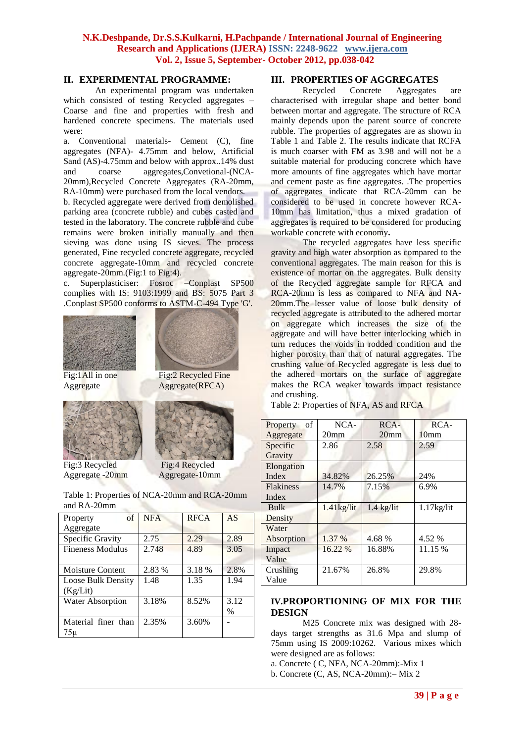## II. EXPERIMENTAL PROGRAMME:

An experimental program was undertaken which consisted of testing Recycled aggregates – Coarse and fine and properties with fresh and hardened concrete specimens. The materials used were:

a. Conventional materials- Cement (C), fine aggregates (NFA)- 4.75mm and below, Artificial Sand (AS)-4.75mm and below with approx..14% dust and coarse aggregates,Convetional-(NCA-20mm),Recycled Concrete Aggregates (RA-20mm, RA-10mm) were purchased from the local vendors.

b. Recycled aggregate were derived from demolished parking area (concrete rubble) and cubes casted and tested in the laboratory. The concrete rubble and cube remains were broken initially manually and then sieving was done using IS sieves. The process generated, Fine recycled concrete aggregate, recycled concrete aggregate-10mm and recycled concrete aggregate-20mm.(Fig:1 to Fig:4).

c. Superplasticiser: Fosroc –Conplast SP500 complies with IS: 9103:1999 and BS: 5075 Part 3 .Conplast SP500 conforms to ASTM-C-494 Type 'G'.

Fig:1All in one Aggregate

Fig:2 Recycled Fine Aggregate(RFCA)

Fig:3 Recycled Aggregate -20mm

Fig:4 Recycled Aggregate-10mm

Table 1: Properties of NCA-20mm and RCA-20mm and RA-20mm

| Property of Aggregate | NFA | RFCA | AS |
|---|---|---|---|
| Specific Gravity | 2.75 | 2.29 | 2.89 |
| Fineness Modulus | 2.748 | 4.89 | 3.05 |
| Moisture Content | 2.83 % | 3.18 % | 2.8% |
| Loose Bulk Density (Kg/Lit) | 1.48 | 1.35 | 1.94 |
| Water Absorption | 3.18% | 8.52% | 3.12 % |
| Material finer than 75µ | 2.35% | 3.60% | - |

## III. PROPERTIES OF AGGREGATES

Recycled Concrete Aggregates are characterised with irregular shape and better bond between mortar and aggregate. The structure of RCA mainly depends upon the parent source of concrete rubble. The properties of aggregates are as shown in Table 1 and Table 2. The results indicate that RCFA is much coarser with FM as 3.98 and will not be a suitable material for producing concrete which have more amounts of fine aggregates which have mortar and cement paste as fine aggregates. .The properties of aggregates indicate that RCA-20mm can be considered to be used in concrete however RCA-10mm has limitation, thus a mixed gradation of aggregates is required to be considered for producing workable concrete with economy**.**

The recycled aggregates have less specific gravity and high water absorption as compared to the conventional aggregates. The main reason for this is existence of mortar on the aggregates. Bulk density of the Recycled aggregate sample for RFCA and RCA-20mm is less as compared to NFA and NA-20mm.The lesser value of loose bulk density of recycled aggregate is attributed to the adhered mortar on aggregate which increases the size of the aggregate and will have better interlocking which in turn reduces the voids in rodded condition and the higher porosity than that of natural aggregates. The crushing value of Recycled aggregate is less due to the adhered mortars on the surface of aggregate makes the RCA weaker towards impact resistance and crushing.

Table 2: Properties of NFA, AS and RFCA

| Property of Aggregate | NCA-20mm | RCA-20mm | RCA-10mm |
|---|---|---|---|
| Specific Gravity | 2.86 | 2.58 | 2.59 |
| Elongation Index | 34.82% | 26.25% | 24% |
| Flakiness Index | 14.7% | 7.15% | 6.9% |
| Bulk Density | 1.41kg/lit | 1.4 kg/lit | 1.17kg/lit |
| Water Absorption | 1.37 % | 4.68 % | 4.52 % |
| Impact Value | 16.22 % | 16.88% | 11.15 % |
| Crushing Value | 21.67% | 26.8% | 29.8% |

## IV.PROPORTIONING OF MIX FOR THE DESIGN

M25 Concrete mix was designed with 28-days target strengths as 31.6 Mpa and slump of 75mm using IS 2009:10262. Various mixes which were designed are as follows:

a. Concrete ( C, NFA, NCA-20mm):-Mix 1

b. Concrete (C, AS, NCA-20mm):– Mix 2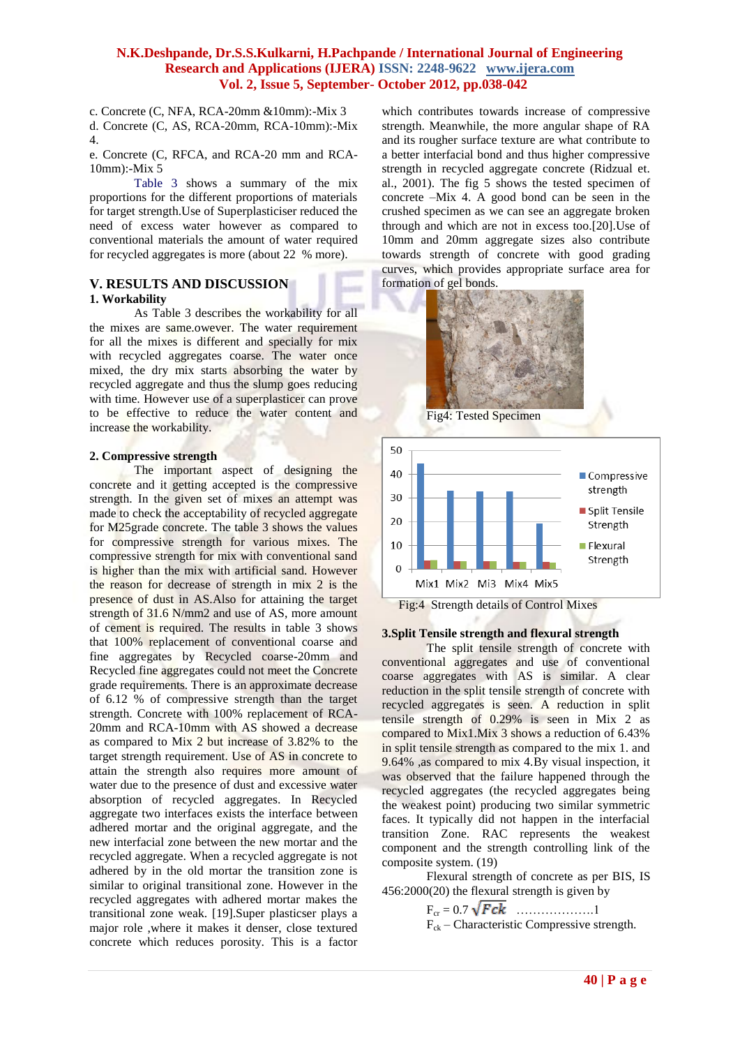c. Concrete (C, NFA, RCA-20mm &10mm):-Mix 3

d. Concrete (C, AS, RCA-20mm, RCA-10mm):-Mix 4.

e. Concrete (C, RFCA, and RCA-20 mm and RCA-10mm):-Mix 5

Table 3 shows a summary of the mix proportions for the different proportions of materials for target strength.Use of Superplasticiser reduced the need of excess water however as compared to conventional materials the amount of water required for recycled aggregates is more (about 22 % more).

## V. RESULTS AND DISCUSSION

### 1. Workability

As Table 3 describes the workability for all the mixes are same.owever. The water requirement for all the mixes is different and specially for mix with recycled aggregates coarse. The water once mixed, the dry mix starts absorbing the water by recycled aggregate and thus the slump goes reducing with time. However use of a superplasticer can prove to be effective to reduce the water content and increase the workability.

### 2. Compressive strength

The important aspect of designing the concrete and it getting accepted is the compressive strength. In the given set of mixes an attempt was made to check the acceptability of recycled aggregate for M25grade concrete. The table 3 shows the values for compressive strength for various mixes. The compressive strength for mix with conventional sand is higher than the mix with artificial sand. However the reason for decrease of strength in mix 2 is the presence of dust in AS.Also for attaining the target strength of 31.6 N/mm2 and use of AS, more amount of cement is required. The results in table 3 shows that 100% replacement of conventional coarse and fine aggregates by Recycled coarse-20mm and Recycled fine aggregates could not meet the Concrete grade requirements. There is an approximate decrease of 6.12 % of compressive strength than the target strength. Concrete with 100% replacement of RCA-20mm and RCA-10mm with AS showed a decrease as compared to Mix 2 but increase of 3.82% to the target strength requirement. Use of AS in concrete to attain the strength also requires more amount of water due to the presence of dust and excessive water absorption of recycled aggregates. In Recycled aggregate two interfaces exists the interface between adhered mortar and the original aggregate, and the new interfacial zone between the new mortar and the recycled aggregate. When a recycled aggregate is not adhered by in the old mortar the transition zone is similar to original transitional zone. However in the recycled aggregates with adhered mortar makes the transitional zone weak. [19].Super plasticser plays a major role ,where it makes it denser, close textured concrete which reduces porosity. This is a factor which contributes towards increase of compressive strength. Meanwhile, the more angular shape of RA and its rougher surface texture are what contribute to a better interfacial bond and thus higher compressive strength in recycled aggregate concrete (Ridzual et. al., 2001). The fig 5 shows the tested specimen of concrete –Mix 4. A good bond can be seen in the crushed specimen as we can see an aggregate broken through and which are not in excess too.[20].Use of 10mm and 20mm aggregate sizes also contribute towards strength of concrete with good grading curves, which provides appropriate surface area for formation of gel bonds.

Fig4: Tested Specimen

Fig:4 Strength details of Control Mixes

### 3.Split Tensile strength and flexural strength

The split tensile strength of concrete with conventional aggregates and use of conventional coarse aggregates with AS is similar. A clear reduction in the split tensile strength of concrete with recycled aggregates is seen. A reduction in split tensile strength of 0.29% is seen in Mix 2 as compared to Mix1.Mix 3 shows a reduction of 6.43% in split tensile strength as compared to the mix 1. and 9.64% ,as compared to mix 4.By visual inspection, it was observed that the failure happened through the recycled aggregates (the recycled aggregates being the weakest point) producing two similar symmetric faces. It typically did not happen in the interfacial transition Zone. RAC represents the weakest component and the strength controlling link of the composite system. (19)

Flexural strength of concrete as per BIS, IS 456:2000(20) the flexural strength is given by

$$F_{cr} = 0.7\sqrt{Fck} \quad \ldots\ldots\ldots\ldots\ldots\ldots 1$$

$F_{ck}$ – Characteristic Compressive strength.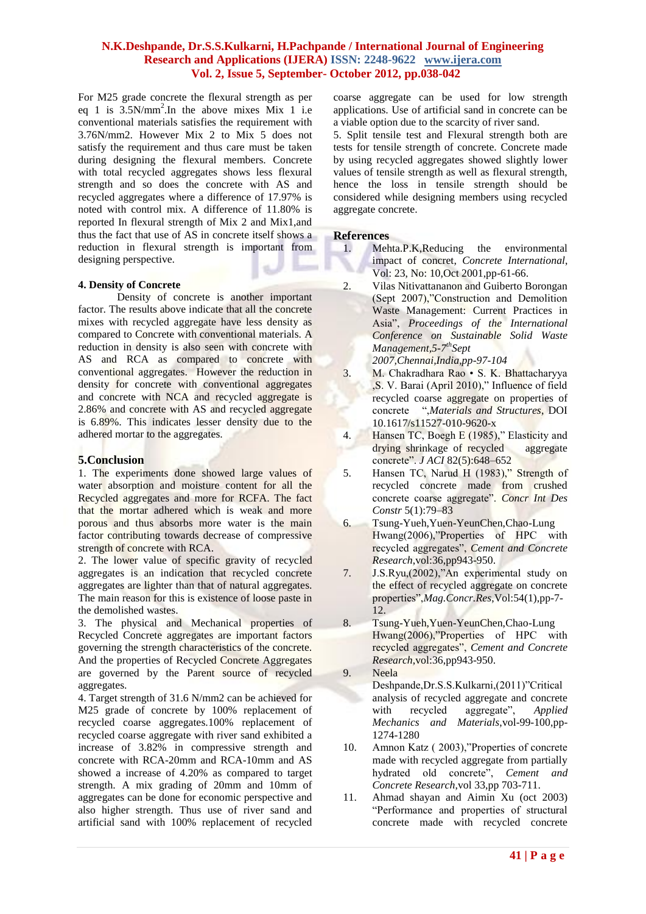For M25 grade concrete the flexural strength as per eq 1 is 3.5N/mm$^2$.In the above mixes Mix 1 i.e conventional materials satisfies the requirement with 3.76N/mm2. However Mix 2 to Mix 5 does not satisfy the requirement and thus care must be taken during designing the flexural members. Concrete with total recycled aggregates shows less flexural strength and so does the concrete with AS and recycled aggregates where a difference of 17.97% is noted with control mix. A difference of 11.80% is reported In flexural strength of Mix 2 and Mix1,and thus the fact that use of AS in concrete itself shows a reduction in flexural strength is important from designing perspective.

### 4. Density of Concrete

Density of concrete is another important factor. The results above indicate that all the concrete mixes with recycled aggregate have less density as compared to Concrete with conventional materials. A reduction in density is also seen with concrete with AS and RCA as compared to concrete with conventional aggregates. However the reduction in density for concrete with conventional aggregates and concrete with NCA and recycled aggregate is 2.86% and concrete with AS and recycled aggregate is 6.89%. This indicates lesser density due to the adhered mortar to the aggregates.

## 5.Conclusion

1. The experiments done showed large values of water absorption and moisture content for all the Recycled aggregates and more for RCFA. The fact that the mortar adhered which is weak and more porous and thus absorbs more water is the main factor contributing towards decrease of compressive strength of concrete with RCA.
2. The lower value of specific gravity of recycled aggregates is an indication that recycled concrete aggregates are lighter than that of natural aggregates. The main reason for this is existence of loose paste in the demolished wastes.
3. The physical and Mechanical properties of Recycled Concrete aggregates are important factors governing the strength characteristics of the concrete. And the properties of Recycled Concrete Aggregates are governed by the Parent source of recycled aggregates.
4. Target strength of 31.6 N/mm2 can be achieved for M25 grade of concrete by 100% replacement of recycled coarse aggregates.100% replacement of recycled coarse aggregate with river sand exhibited a increase of 3.82% in compressive strength and concrete with RCA-20mm and RCA-10mm and AS showed a increase of 4.20% as compared to target strength. A mix grading of 20mm and 10mm of aggregates can be done for economic perspective and also higher strength. Thus use of river sand and artificial sand with 100% replacement of recycled coarse aggregate can be used for low strength applications. Use of artificial sand in concrete can be a viable option due to the scarcity of river sand.
5. Split tensile test and Flexural strength both are tests for tensile strength of concrete. Concrete made by using recycled aggregates showed slightly lower values of tensile strength as well as flexural strength, hence the loss in tensile strength should be considered while designing members using recycled aggregate concrete.

## References

1. Mehta.P.K,Reducing the environmental impact of concret, *Concrete International*, Vol: 23, No: 10,Oct 2001,pp-61-66.
2. Vilas Nitivattananon and Guiberto Borongan (Sept 2007),"Construction and Demolition Waste Management: Current Practices in Asia", *Proceedings of the International Conference on Sustainable Solid Waste Management,5-7th Sept 2007,Chennai,India,pp-97-104*
3. M. Chakradhara Rao • S. K. Bhattacharyya ,S. V. Barai (April 2010)," Influence of field recycled coarse aggregate on properties of concrete ",*Materials and Structures*, DOI 10.1617/s11527-010-9620-x
4. Hansen TC, Boegh E (1985)," Elasticity and drying shrinkage of recycled aggregate concrete". *J ACI* 82(5):648–652
5. Hansen TC, Narud H (1983)," Strength of recycled concrete made from crushed concrete coarse aggregate". *Concr Int Des Constr* 5(1):79–83
6. Tsung-Yueh,Yuen-YeunChen,Chao-Lung Hwang(2006),"Properties of HPC with recycled aggregates", *Cement and Concrete Research*,vol:36,pp943-950.
7. J.S.Ryu,(2002),"An experimental study on the effect of recycled aggregate on concrete properties",*Mag.Concr.Res*,Vol:54(1),pp-7-12.
8. Tsung-Yueh,Yuen-YeunChen,Chao-Lung Hwang(2006),"Properties of HPC with recycled aggregates", *Cement and Concrete Research*,vol:36,pp943-950.
9. Neela Deshpande,Dr.S.S.Kulkarni,(2011)"Critical analysis of recycled aggregate and concrete with recycled aggregate", *Applied Mechanics and Materials*,vol-99-100,pp-1274-1280
10. Amnon Katz ( 2003),"Properties of concrete made with recycled aggregate from partially hydrated old concrete", *Cement and Concrete Research*,vol 33,pp 703-711.
11. Ahmad shayan and Aimin Xu (oct 2003) "Performance and properties of structural concrete made with recycled concrete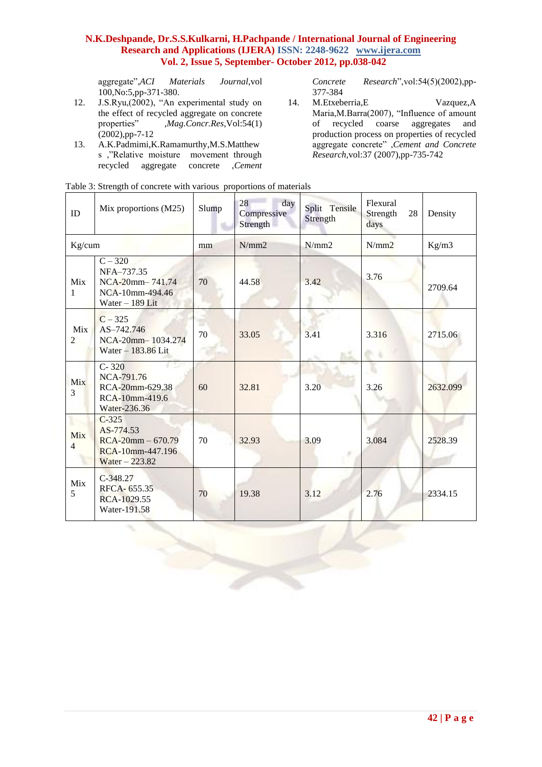aggregate",*ACI Materials Journal*,vol 100,No:5,pp-371-380.

12. J.S.Ryu,(2002), "An experimental study on the effect of recycled aggregate on concrete properties" ,*Mag.Concr.Res*,Vol:54(1) (2002),pp-7-12
13. A.K.Padmimi,K.Ramamurthy,M.S.Matthews ,"Relative moisture movement through recycled aggregate concrete ,*Cement Concrete Research*",vol:54(5)(2002),pp-377-384
14. M.Etxeberria,E Vazquez,A Maria,M.Barra(2007), "Influence of amount of recycled coarse aggregates and production process on properties of recycled aggregate concrete" ,*Cement and Concrete Research*,vol:37 (2007),pp-735-742

Table 3: Strength of concrete with various proportions of materials

| ID | Mix proportions (M25) | Slump | 28 day Compressive Strength | Split Tensile Strength | Flexural Strength 28 days | Density |
|---|---|---|---|---|---|---|
| Kg/cum | | mm | N/mm2 | N/mm2 | N/mm2 | Kg/m3 |
| Mix 1 | C – 320<br>NFA–737.35<br>NCA-20mm– 741.74<br>NCA-10mm-494.46<br>Water – 189 Lit | 70 | 44.58 | 3.42 | 3.76 | 2709.64 |
| Mix 2 | C – 325<br>AS–742.746<br>NCA-20mm– 1034.274<br>Water – 183.86 Lit | 70 | 33.05 | 3.41 | 3.316 | 2715.06 |
| Mix 3 | C- 320<br>NCA-791.76<br>RCA-20mm-629.38<br>RCA-10mm-419.6<br>Water-236.36 | 60 | 32.81 | 3.20 | 3.26 | 2632.099 |
| Mix 4 | C-325<br>AS-774.53<br>RCA-20mm – 670.79<br>RCA-10mm-447.196<br>Water – 223.82 | 70 | 32.93 | 3.09 | 3.084 | 2528.39 |
| Mix 5 | C-348.27<br>RFCA- 655.35<br>RCA-1029.55<br>Water-191.58 | 70 | 19.38 | 3.12 | 2.76 | 2334.15 |